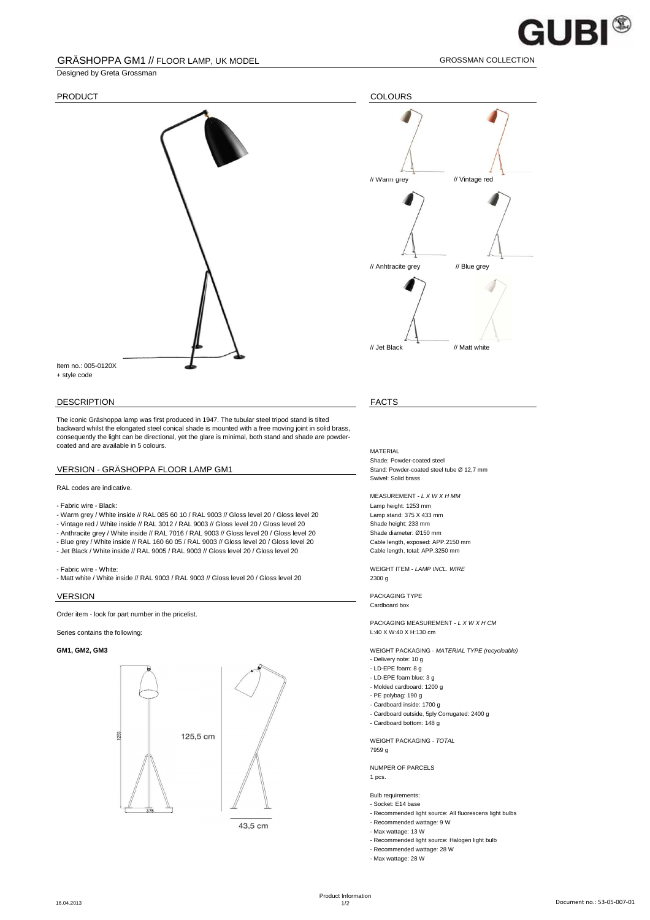# GRÄSHOPPA GM1 // FLOOR LAMP, UK MODEL

GROSSMAN COLLECTION

Designed by Greta Grossman

## PRODUCT

Item no.: 005-0120X
+ style code

## COLOURS

// Warm grey
// Vintage red
// Anhtracite grey
// Blue grey
// Jet Black
// Matt white

## DESCRIPTION

The iconic Gräshoppa lamp was first produced in 1947. The tubular steel tripod stand is tilted backward whilst the elongated steel conical shade is mounted with a free moving joint in solid brass, consequently the light can be directional, yet the glare is minimal, both stand and shade are powder-coated and are available in 5 colours.

## VERSION - GRÄSHOPPA FLOOR LAMP GM1

RAL codes are indicative.

- Fabric wire - Black:
- Warm grey / White inside // RAL 085 60 10 / RAL 9003 // Gloss level 20 / Gloss level 20
- Vintage red / White inside // RAL 3012 / RAL 9003 // Gloss level 20 / Gloss level 20
- Anthracite grey / White inside // RAL 7016 / RAL 9003 // Gloss level 20 / Gloss level 20
- Blue grey / White inside // RAL 160 60 05 / RAL 9003 // Gloss level 20 / Gloss level 20
- Jet Black / White inside // RAL 9005 / RAL 9003 // Gloss level 20 / Gloss level 20

- Fabric wire - White:
- Matt white / White inside // RAL 9003 / RAL 9003 // Gloss level 20 / Gloss level 20

## VERSION

Order item - look for part number in the pricelist.

Series contains the following:

**GM1, GM2, GM3**

1253

125,5 cm

375

43,5 cm

## FACTS

MATERIAL
Shade: Powder-coated steel
Stand: Powder-coated steel tube Ø 12,7 mm
Swivel: Solid brass

MEASUREMENT - *L X W X H MM*
Lamp height: 1253 mm
Lamp stand: 375 X 433 mm
Shade height: 233 mm
Shade diameter: Ø150 mm
Cable length, exposed: APP.2150 mm
Cable length, total: APP.3250 mm

WEIGHT ITEM - *LAMP INCL. WIRE*
2300 g

PACKAGING TYPE
Cardboard box

PACKAGING MEASUREMENT - *L X W X H CM*
L:40 X W:40 X H:130 cm

WEIGHT PACKAGING - *MATERIAL TYPE (recycleable)*
- Delivery note: 10 g
- LD-EPE foam: 8 g
- LD-EPE foam blue: 3 g
- Molded cardboard: 1200 g
- PE polybag: 190 g
- Cardboard inside: 1700 g
- Cardboard outside, 5ply Corrugated: 2400 g
- Cardboard bottom: 148 g

WEIGHT PACKAGING - *TOTAL*
7959 g

NUMPER OF PARCELS
1 pcs.

Bulb requirements:
- Socket: E14 base
- Recommended light source: All fluorescens light bulbs
- Recommended wattage: 9 W
- Max wattage: 13 W
- Recommended light source: Halogen light bulb
- Recommended wattage: 28 W
- Max wattage: 28 W

16.04.2013

Product Information

Document no.: 53-05-007-01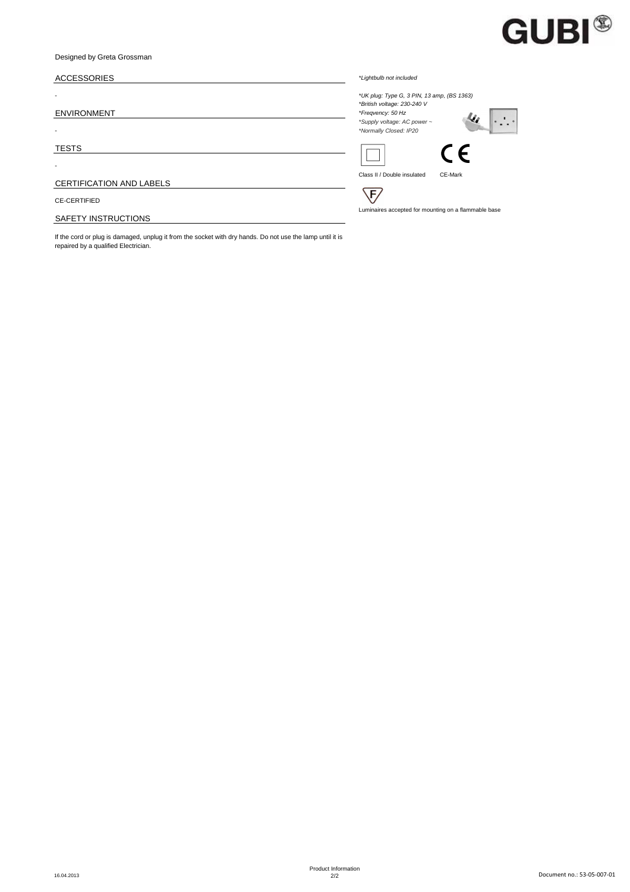Designed by Greta Grossman

## ACCESSORIES

-

## ENVIRONMENT

-

## TESTS

-

## CERTIFICATION AND LABELS

CE-CERTIFIED

## SAFETY INSTRUCTIONS

If the cord or plug is damaged, unplug it from the socket with dry hands. Do not use the lamp until it is repaired by a qualified Electrician.

*\*Lightbulb not included*

*\*UK plug: Type G, 3 PIN, 13 amp, (BS 1363)*
*\*British voltage: 230-240 V*
*\*Freqvency: 50 Hz*
*\*Supply voltage: AC power ~*
*\*Normally Closed: IP20*

Class II / Double insulated

CE-Mark

Luminaires accepted for mounting on a flammable base

16.04.2013

Product Information

Document no.: 53-05-007-01